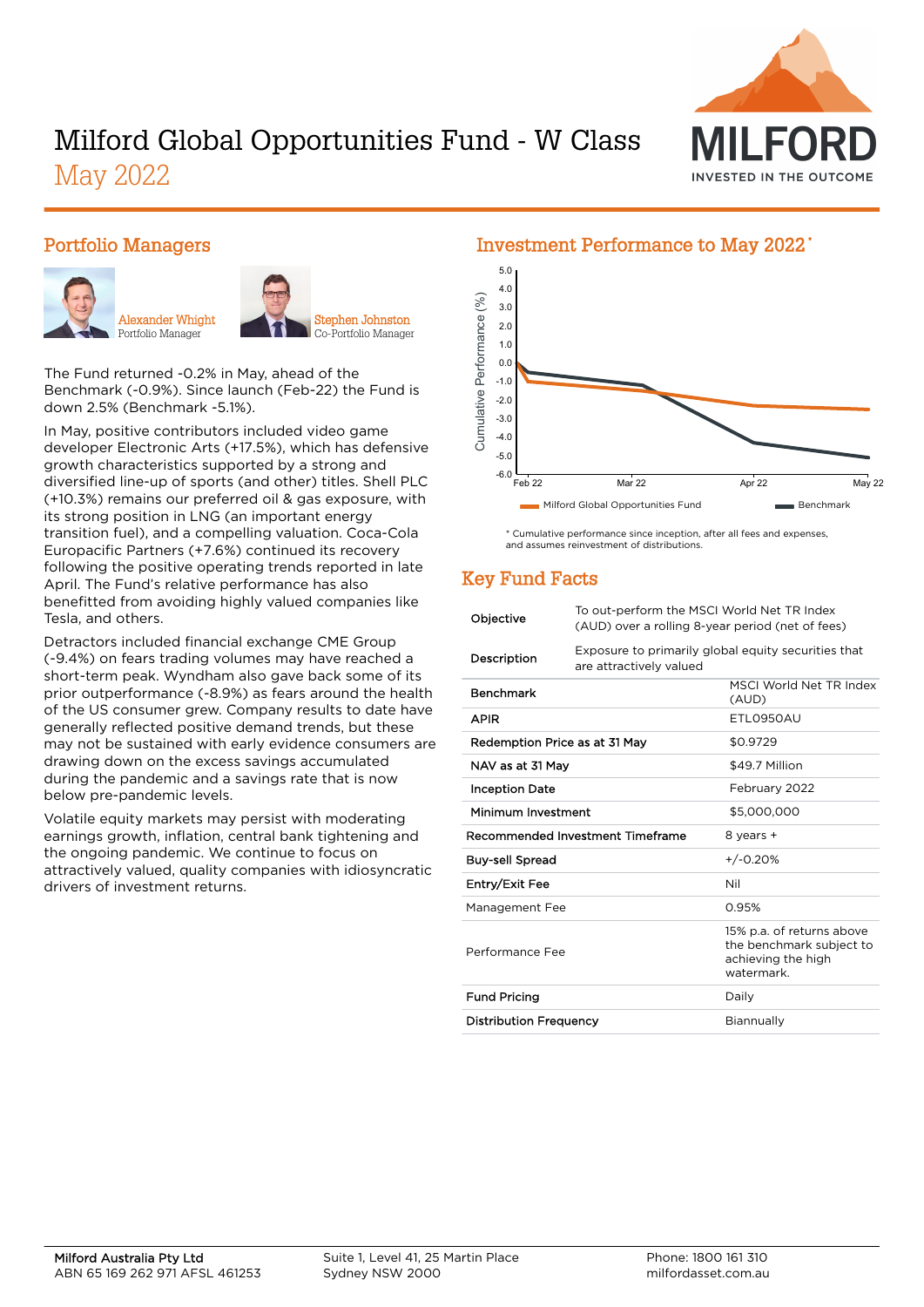# Milford Global Opportunities Fund - W Class

May 2022

## Portfolio Managers

Alexander Whight
Portfolio Manager

Stephen Johnston
Co-Portfolio Manager

The Fund returned -0.2% in May, ahead of the Benchmark (-0.9%). Since launch (Feb-22) the Fund is down 2.5% (Benchmark -5.1%).

In May, positive contributors included video game developer Electronic Arts (+17.5%), which has defensive growth characteristics supported by a strong and diversified line-up of sports (and other) titles. Shell PLC (+10.3%) remains our preferred oil & gas exposure, with its strong position in LNG (an important energy transition fuel), and a compelling valuation. Coca-Cola Europacific Partners (+7.6%) continued its recovery following the positive operating trends reported in late April. The Fund's relative performance has also benefitted from avoiding highly valued companies like Tesla, and others.

Detractors included financial exchange CME Group (-9.4%) on fears trading volumes may have reached a short-term peak. Wyndham also gave back some of its prior outperformance (-8.9%) as fears around the health of the US consumer grew. Company results to date have generally reflected positive demand trends, but these may not be sustained with early evidence consumers are drawing down on the excess savings accumulated during the pandemic and a savings rate that is now below pre-pandemic levels.

Volatile equity markets may persist with moderating earnings growth, inflation, central bank tightening and the ongoing pandemic. We continue to focus on attractively valued, quality companies with idiosyncratic drivers of investment returns.

## Investment Performance to May 2022*

Cumulative Performance (%)

Feb 22 | Mar 22 | Apr 22 | May 22

Milford Global Opportunities Fund | Benchmark

\* Cumulative performance since inception, after all fees and expenses, and assumes reinvestment of distributions.

## Key Fund Facts

| | |
|---|---|
| Objective | To out-perform the MSCI World Net TR Index (AUD) over a rolling 8-year period (net of fees) |
| Description | Exposure to primarily global equity securities that are attractively valued |
| Benchmark | MSCI World Net TR Index (AUD) |
| APIR | ETL0950AU |
| Redemption Price as at 31 May | $0.9729 |
| NAV as at 31 May | $49.7 Million |
| Inception Date | February 2022 |
| Minimum Investment | $5,000,000 |
| Recommended Investment Timeframe | 8 years + |
| Buy-sell Spread | +/-0.20% |
| Entry/Exit Fee | Nil |
| Management Fee | 0.95% |
| Performance Fee | 15% p.a. of returns above the benchmark subject to achieving the high watermark. |
| Fund Pricing | Daily |
| Distribution Frequency | Biannually |

**Milford Australia Pty Ltd**
ABN 65 169 262 971 AFSL 461253

Suite 1, Level 41, 25 Martin Place
Sydney NSW 2000

Phone: 1800 161 310
milfordasset.com.au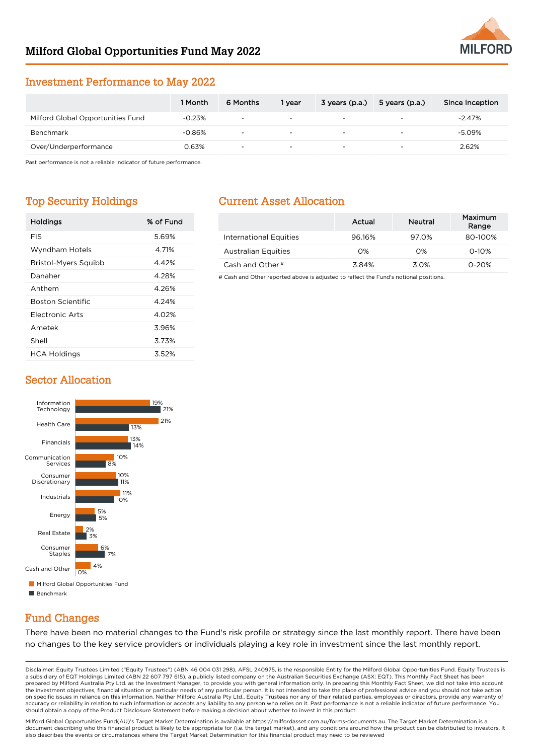# Milford Global Opportunities Fund May 2022

MILFORD

## Investment Performance to May 2022

| | 1 Month | 6 Months | 1 year | 3 years (p.a.) | 5 years (p.a.) | Since Inception |
|---|---|---|---|---|---|---|
| Milford Global Opportunities Fund | -0.23% | - | - | - | - | -2.47% |
| Benchmark | -0.86% | - | - | - | - | -5.09% |
| Over/Underperformance | 0.63% | - | - | - | - | 2.62% |

Past performance is not a reliable indicator of future performance.

## Top Security Holdings

| Holdings | % of Fund |
|---|---|
| FIS | 5.69% |
| Wyndham Hotels | 4.71% |
| Bristol-Myers Squibb | 4.42% |
| Danaher | 4.28% |
| Anthem | 4.26% |
| Boston Scientific | 4.24% |
| Electronic Arts | 4.02% |
| Ametek | 3.96% |
| Shell | 3.73% |
| HCA Holdings | 3.52% |

## Current Asset Allocation

| | Actual | Neutral | Maximum Range |
|---|---|---|---|
| International Equities | 96.16% | 97.0% | 80-100% |
| Australian Equities | 0% | 0% | 0-10% |
| Cash and Other # | 3.84% | 3.0% | 0-20% |

# Cash and Other reported above is adjusted to reflect the Fund's notional positions.

## Sector Allocation

Information Technology 19% 21%
Health Care 21% 13%
Financials 13% 14%
Communication Services 10% 8%
Consumer Discretionary 10% 11%
Industrials 11% 10%
Energy 5% 5%
Real Estate 2% 3%
Consumer Staples 6% 7%
Cash and Other 4% 0%

Milford Global Opportunities Fund
Benchmark

## Fund Changes

There have been no material changes to the Fund's risk profile or strategy since the last monthly report. There have been no changes to the key service providers or individuals playing a key role in investment since the last monthly report.

Disclaimer: Equity Trustees Limited ("Equity Trustees") (ABN 46 004 031 298), AFSL 240975, is the responsible Entity for the Milford Global Opportunities Fund. Equity Trustees is a subsidiary of EQT Holdings Limited (ABN 22 607 797 615), a publicly listed company on the Australian Securities Exchange (ASX: EQT). This Monthly Fact Sheet has been prepared by Milford Australia Pty Ltd. as the Investment Manager, to provide you with general information only. In preparing this Monthly Fact Sheet, we did not take into account the investment objectives, financial situation or particular needs of any particular person. It is not intended to take the place of professional advice and you should not take action on specific issues in reliance on this information. Neither Milford Australia Pty Ltd., Equity Trustees nor any of their related parties, employees or directors, provide any warranty of accuracy or reliability in relation to such information or accepts any liability to any person who relies on it. Past performance is not a reliable indicator of future performance. You should obtain a copy of the Product Disclosure Statement before making a decision about whether to invest in this product.

Milford Global Opportunities Fund(AU)'s Target Market Determination is available at https://milfordasset.com.au/forms-documents.au. The Target Market Determination is a document describing who this financial product is likely to be appropriate for (i.e. the target market), and any conditions around how the product can be distributed to investors. It also describes the events or circumstances where the Target Market Determination for this financial product may need to be reviewed